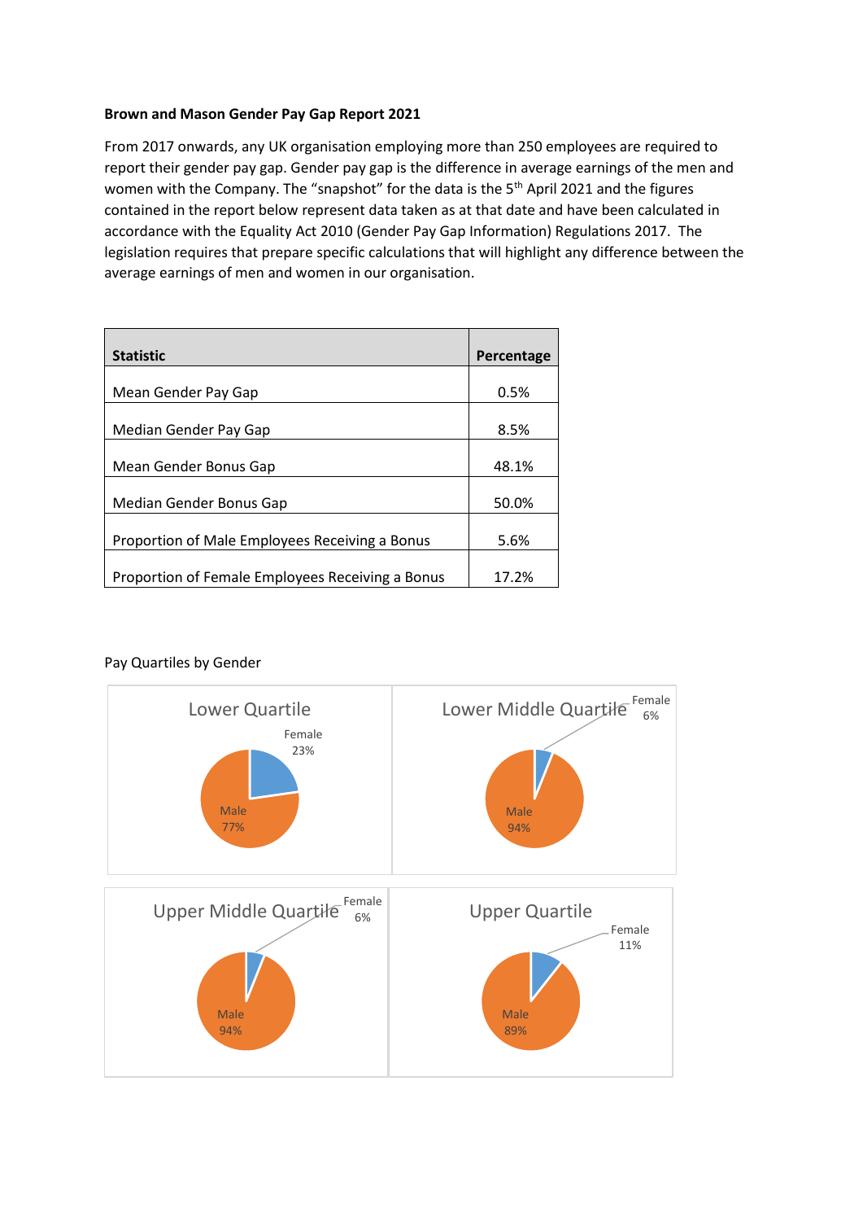**Brown and Mason Gender Pay Gap Report 2021**

From 2017 onwards, any UK organisation employing more than 250 employees are required to report their gender pay gap. Gender pay gap is the difference in average earnings of the men and women with the Company. The "snapshot" for the data is the 5th April 2021 and the figures contained in the report below represent data taken as at that date and have been calculated in accordance with the Equality Act 2010 (Gender Pay Gap Information) Regulations 2017. The legislation requires that prepare specific calculations that will highlight any difference between the average earnings of men and women in our organisation.

| Statistic | Percentage |
| --- | --- |
| Mean Gender Pay Gap | 0.5% |
| Median Gender Pay Gap | 8.5% |
| Mean Gender Bonus Gap | 48.1% |
| Median Gender Bonus Gap | 50.0% |
| Proportion of Male Employees Receiving a Bonus | 5.6% |
| Proportion of Female Employees Receiving a Bonus | 17.2% |

Pay Quartiles by Gender

Lower Quartile

Female 23%

Male 77%

Lower Middle Quartile

Female 6%

Male 94%

Upper Middle Quartile

Female 6%

Male 94%

Upper Quartile

Female 11%

Male 89%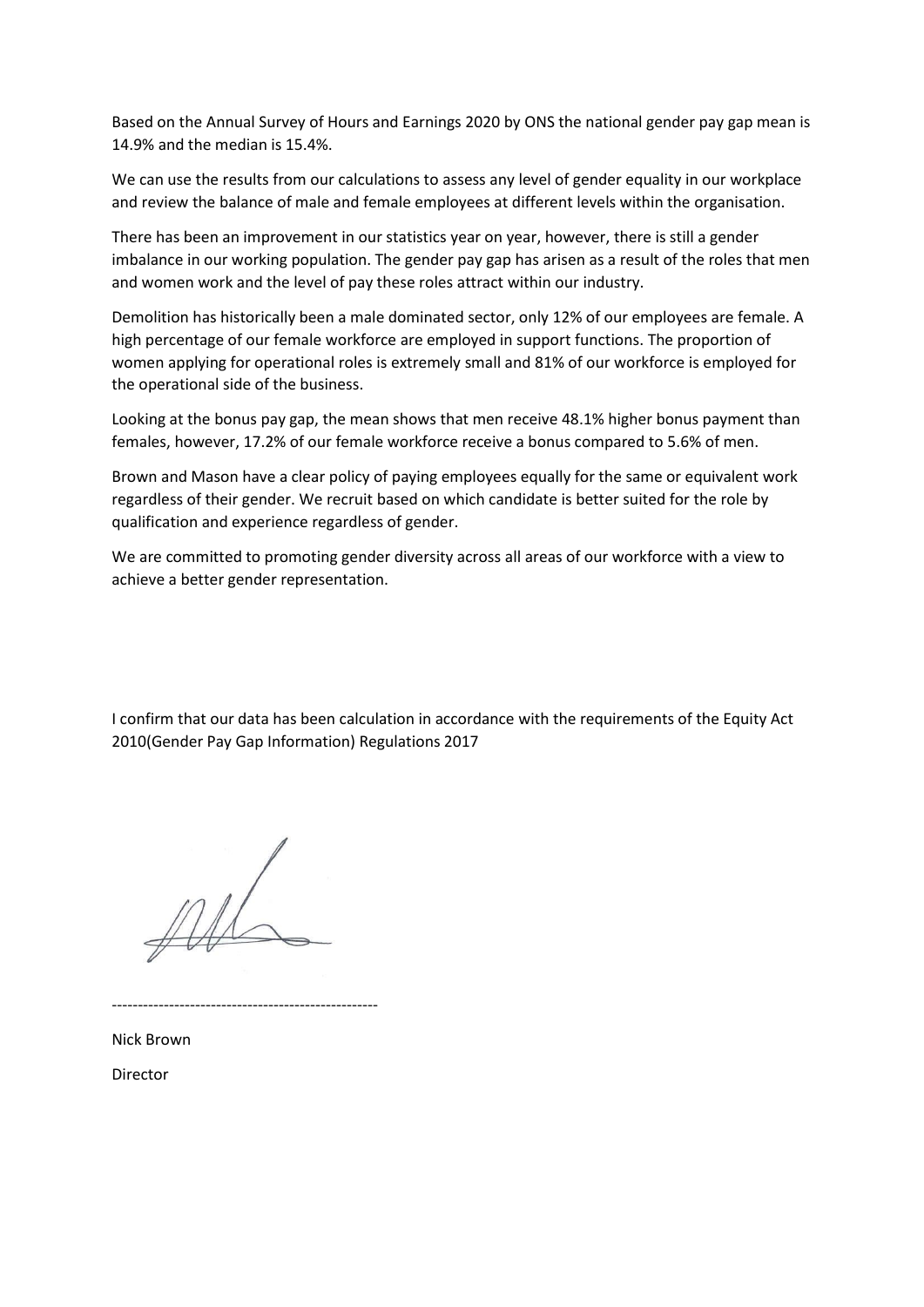Based on the Annual Survey of Hours and Earnings 2020 by ONS the national gender pay gap mean is 14.9% and the median is 15.4%.

We can use the results from our calculations to assess any level of gender equality in our workplace and review the balance of male and female employees at different levels within the organisation.

There has been an improvement in our statistics year on year, however, there is still a gender imbalance in our working population. The gender pay gap has arisen as a result of the roles that men and women work and the level of pay these roles attract within our industry.

Demolition has historically been a male dominated sector, only 12% of our employees are female. A high percentage of our female workforce are employed in support functions. The proportion of women applying for operational roles is extremely small and 81% of our workforce is employed for the operational side of the business.

Looking at the bonus pay gap, the mean shows that men receive 48.1% higher bonus payment than females, however, 17.2% of our female workforce receive a bonus compared to 5.6% of men.

Brown and Mason have a clear policy of paying employees equally for the same or equivalent work regardless of their gender. We recruit based on which candidate is better suited for the role by qualification and experience regardless of gender.

We are committed to promoting gender diversity across all areas of our workforce with a view to achieve a better gender representation.

I confirm that our data has been calculation in accordance with the requirements of the Equity Act 2010(Gender Pay Gap Information) Regulations 2017

---------------------------------------------------

Nick Brown

Director